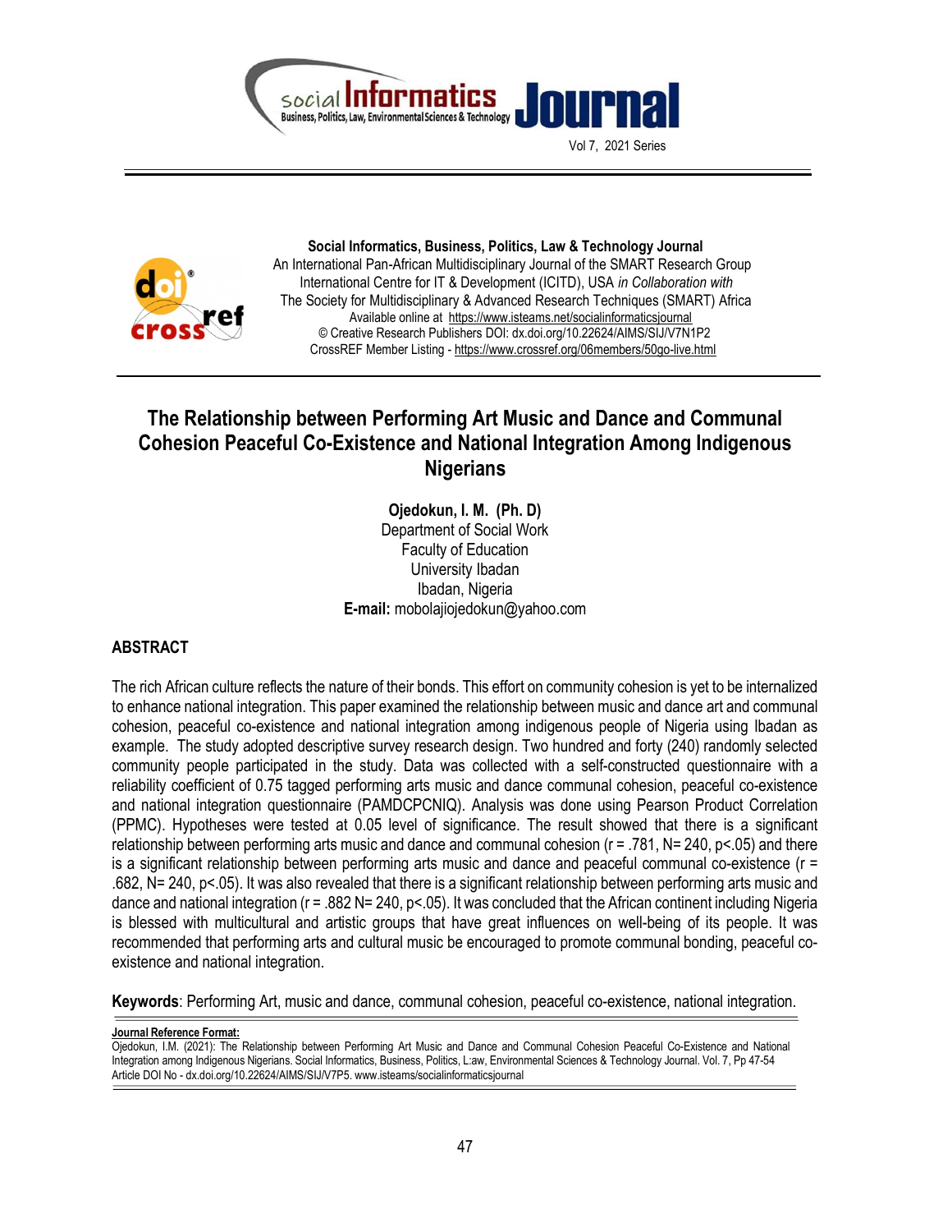Social Informatics, Business, Politics, Law & Technology Journal
An International Pan-African Multidisciplinary Journal of the SMART Research Group
International Centre for IT & Development (ICITD), USA *in Collaboration with*
The Society for Multidisciplinary & Advanced Research Techniques (SMART) Africa
Available online at https://www.isteams.net/socialinformaticsjournal
© Creative Research Publishers DOI: dx.doi.org/10.22624/AIMS/SIJ/V7N1P2
CrossREF Member Listing - https://www.crossref.org/06members/50go-live.html

# The Relationship between Performing Art Music and Dance and Communal Cohesion Peaceful Co-Existence and National Integration Among Indigenous Nigerians

**Ojedokun, I. M. (Ph. D)**
Department of Social Work
Faculty of Education
University Ibadan
Ibadan, Nigeria
**E-mail:** mobolajiojedokun@yahoo.com

## ABSTRACT

The rich African culture reflects the nature of their bonds. This effort on community cohesion is yet to be internalized to enhance national integration. This paper examined the relationship between music and dance art and communal cohesion, peaceful co-existence and national integration among indigenous people of Nigeria using Ibadan as example. The study adopted descriptive survey research design. Two hundred and forty (240) randomly selected community people participated in the study. Data was collected with a self-constructed questionnaire with a reliability coefficient of 0.75 tagged performing arts music and dance communal cohesion, peaceful co-existence and national integration questionnaire (PAMDCPCNIQ). Analysis was done using Pearson Product Correlation (PPMC). Hypotheses were tested at 0.05 level of significance. The result showed that there is a significant relationship between performing arts music and dance and communal cohesion ($r = .781$, $N = 240$, $p < .05$) and there is a significant relationship between performing arts music and dance and peaceful communal co-existence ($r = .682$, $N = 240$, $p < .05$). It was also revealed that there is a significant relationship between performing arts music and dance and national integration ($r = .882$ $N = 240$, $p < .05$). It was concluded that the African continent including Nigeria is blessed with multicultural and artistic groups that have great influences on well-being of its people. It was recommended that performing arts and cultural music be encouraged to promote communal bonding, peaceful co-existence and national integration.

**Keywords**: Performing Art, music and dance, communal cohesion, peaceful co-existence, national integration.

---

**Journal Reference Format:**
Ojedokun, I.M. (2021): The Relationship between Performing Art Music and Dance and Communal Cohesion Peaceful Co-Existence and National Integration among Indigenous Nigerians. Social Informatics, Business, Politics, L:aw, Environmental Sciences & Technology Journal. Vol. 7, Pp 47-54
Article DOI No - dx.doi.org/10.22624/AIMS/SIJ/V7P5. www.isteams/socialinformaticsjournal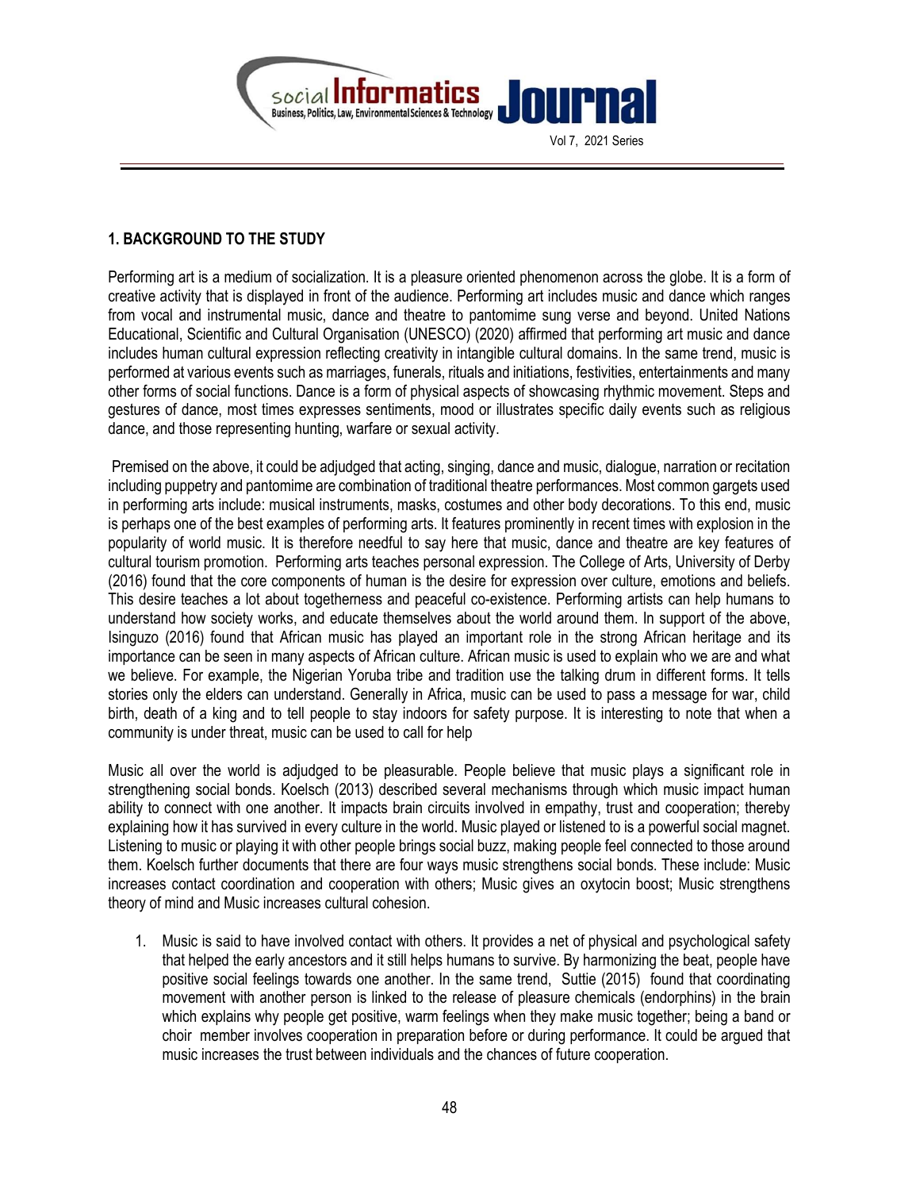## 1. BACKGROUND TO THE STUDY

Performing art is a medium of socialization. It is a pleasure oriented phenomenon across the globe. It is a form of creative activity that is displayed in front of the audience. Performing art includes music and dance which ranges from vocal and instrumental music, dance and theatre to pantomime sung verse and beyond. United Nations Educational, Scientific and Cultural Organisation (UNESCO) (2020) affirmed that performing art music and dance includes human cultural expression reflecting creativity in intangible cultural domains. In the same trend, music is performed at various events such as marriages, funerals, rituals and initiations, festivities, entertainments and many other forms of social functions. Dance is a form of physical aspects of showcasing rhythmic movement. Steps and gestures of dance, most times expresses sentiments, mood or illustrates specific daily events such as religious dance, and those representing hunting, warfare or sexual activity.

Premised on the above, it could be adjudged that acting, singing, dance and music, dialogue, narration or recitation including puppetry and pantomime are combination of traditional theatre performances. Most common gargets used in performing arts include: musical instruments, masks, costumes and other body decorations. To this end, music is perhaps one of the best examples of performing arts. It features prominently in recent times with explosion in the popularity of world music. It is therefore needful to say here that music, dance and theatre are key features of cultural tourism promotion. Performing arts teaches personal expression. The College of Arts, University of Derby (2016) found that the core components of human is the desire for expression over culture, emotions and beliefs. This desire teaches a lot about togetherness and peaceful co-existence. Performing artists can help humans to understand how society works, and educate themselves about the world around them. In support of the above, Isinguzo (2016) found that African music has played an important role in the strong African heritage and its importance can be seen in many aspects of African culture. African music is used to explain who we are and what we believe. For example, the Nigerian Yoruba tribe and tradition use the talking drum in different forms. It tells stories only the elders can understand. Generally in Africa, music can be used to pass a message for war, child birth, death of a king and to tell people to stay indoors for safety purpose. It is interesting to note that when a community is under threat, music can be used to call for help

Music all over the world is adjudged to be pleasurable. People believe that music plays a significant role in strengthening social bonds. Koelsch (2013) described several mechanisms through which music impact human ability to connect with one another. It impacts brain circuits involved in empathy, trust and cooperation; thereby explaining how it has survived in every culture in the world. Music played or listened to is a powerful social magnet. Listening to music or playing it with other people brings social buzz, making people feel connected to those around them. Koelsch further documents that there are four ways music strengthens social bonds. These include: Music increases contact coordination and cooperation with others; Music gives an oxytocin boost; Music strengthens theory of mind and Music increases cultural cohesion.

1. Music is said to have involved contact with others. It provides a net of physical and psychological safety that helped the early ancestors and it still helps humans to survive. By harmonizing the beat, people have positive social feelings towards one another. In the same trend, Suttie (2015) found that coordinating movement with another person is linked to the release of pleasure chemicals (endorphins) in the brain which explains why people get positive, warm feelings when they make music together; being a band or choir member involves cooperation in preparation before or during performance. It could be argued that music increases the trust between individuals and the chances of future cooperation.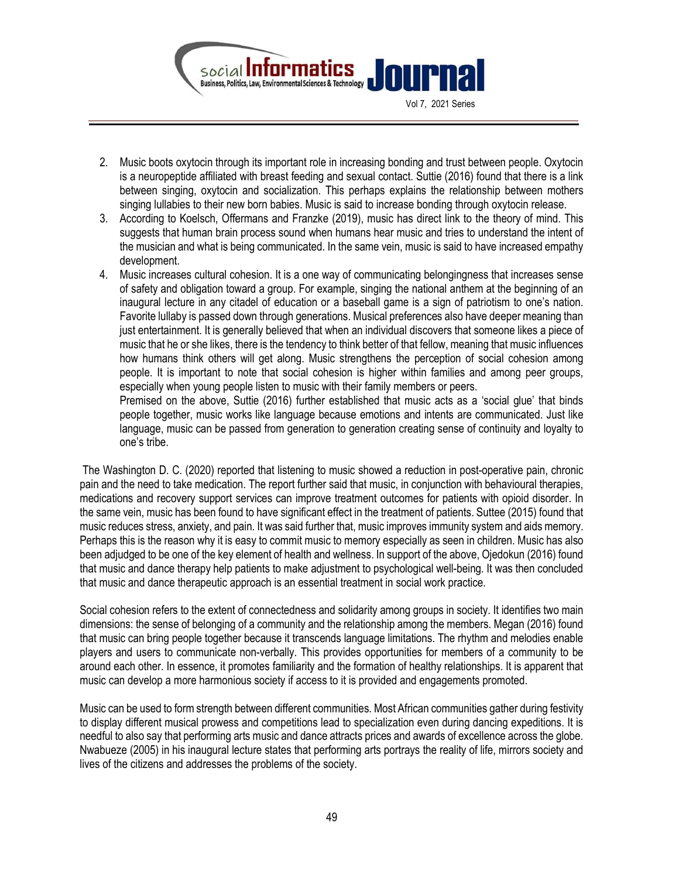2. Music boots oxytocin through its important role in increasing bonding and trust between people. Oxytocin is a neuropeptide affiliated with breast feeding and sexual contact. Suttie (2016) found that there is a link between singing, oxytocin and socialization. This perhaps explains the relationship between mothers singing lullabies to their new born babies. Music is said to increase bonding through oxytocin release.
3. According to Koelsch, Offermans and Franzke (2019), music has direct link to the theory of mind. This suggests that human brain process sound when humans hear music and tries to understand the intent of the musician and what is being communicated. In the same vein, music is said to have increased empathy development.
4. Music increases cultural cohesion. It is a one way of communicating belongingness that increases sense of safety and obligation toward a group. For example, singing the national anthem at the beginning of an inaugural lecture in any citadel of education or a baseball game is a sign of patriotism to one's nation. Favorite lullaby is passed down through generations. Musical preferences also have deeper meaning than just entertainment. It is generally believed that when an individual discovers that someone likes a piece of music that he or she likes, there is the tendency to think better of that fellow, meaning that music influences how humans think others will get along. Music strengthens the perception of social cohesion among people. It is important to note that social cohesion is higher within families and among peer groups, especially when young people listen to music with their family members or peers.

   Premised on the above, Suttie (2016) further established that music acts as a 'social glue' that binds people together, music works like language because emotions and intents are communicated. Just like language, music can be passed from generation to generation creating sense of continuity and loyalty to one's tribe.

The Washington D. C. (2020) reported that listening to music showed a reduction in post-operative pain, chronic pain and the need to take medication. The report further said that music, in conjunction with behavioural therapies, medications and recovery support services can improve treatment outcomes for patients with opioid disorder. In the same vein, music has been found to have significant effect in the treatment of patients. Suttee (2015) found that music reduces stress, anxiety, and pain. It was said further that, music improves immunity system and aids memory. Perhaps this is the reason why it is easy to commit music to memory especially as seen in children. Music has also been adjudged to be one of the key element of health and wellness. In support of the above, Ojedokun (2016) found that music and dance therapy help patients to make adjustment to psychological well-being. It was then concluded that music and dance therapeutic approach is an essential treatment in social work practice.

Social cohesion refers to the extent of connectedness and solidarity among groups in society. It identifies two main dimensions: the sense of belonging of a community and the relationship among the members. Megan (2016) found that music can bring people together because it transcends language limitations. The rhythm and melodies enable players and users to communicate non-verbally. This provides opportunities for members of a community to be around each other. In essence, it promotes familiarity and the formation of healthy relationships. It is apparent that music can develop a more harmonious society if access to it is provided and engagements promoted.

Music can be used to form strength between different communities. Most African communities gather during festivity to display different musical prowess and competitions lead to specialization even during dancing expeditions. It is needful to also say that performing arts music and dance attracts prices and awards of excellence across the globe. Nwabueze (2005) in his inaugural lecture states that performing arts portrays the reality of life, mirrors society and lives of the citizens and addresses the problems of the society.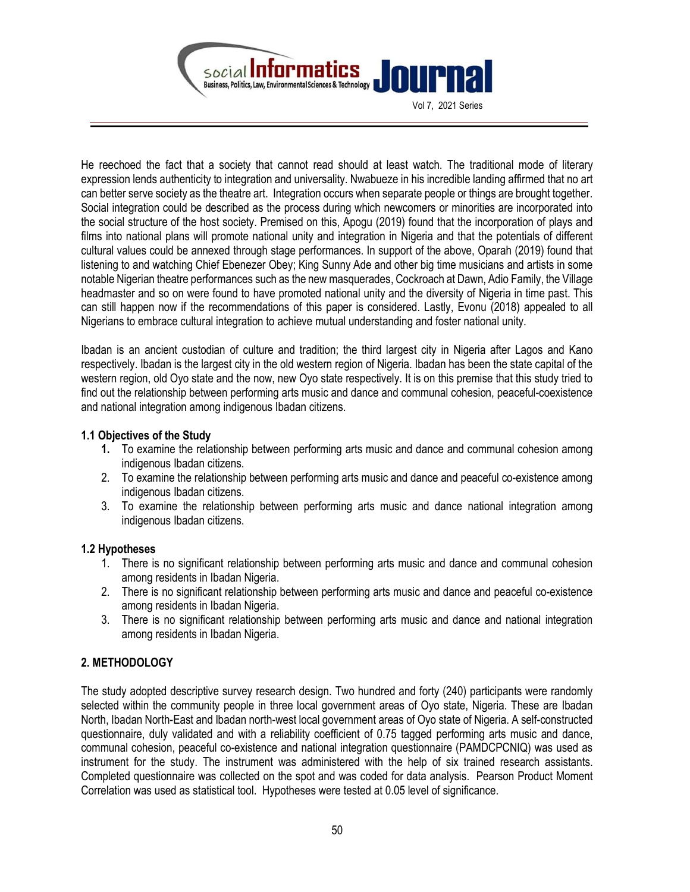He reechoed the fact that a society that cannot read should at least watch. The traditional mode of literary expression lends authenticity to integration and universality. Nwabueze in his incredible landing affirmed that no art can better serve society as the theatre art. Integration occurs when separate people or things are brought together. Social integration could be described as the process during which newcomers or minorities are incorporated into the social structure of the host society. Premised on this, Apogu (2019) found that the incorporation of plays and films into national plans will promote national unity and integration in Nigeria and that the potentials of different cultural values could be annexed through stage performances. In support of the above, Oparah (2019) found that listening to and watching Chief Ebenezer Obey; King Sunny Ade and other big time musicians and artists in some notable Nigerian theatre performances such as the new masquerades, Cockroach at Dawn, Adio Family, the Village headmaster and so on were found to have promoted national unity and the diversity of Nigeria in time past. This can still happen now if the recommendations of this paper is considered. Lastly, Evonu (2018) appealed to all Nigerians to embrace cultural integration to achieve mutual understanding and foster national unity.

Ibadan is an ancient custodian of culture and tradition; the third largest city in Nigeria after Lagos and Kano respectively. Ibadan is the largest city in the old western region of Nigeria. Ibadan has been the state capital of the western region, old Oyo state and the now, new Oyo state respectively. It is on this premise that this study tried to find out the relationship between performing arts music and dance and communal cohesion, peaceful-coexistence and national integration among indigenous Ibadan citizens.

### 1.1 Objectives of the Study

1. To examine the relationship between performing arts music and dance and communal cohesion among indigenous Ibadan citizens.
2. To examine the relationship between performing arts music and dance and peaceful co-existence among indigenous Ibadan citizens.
3. To examine the relationship between performing arts music and dance national integration among indigenous Ibadan citizens.

### 1.2 Hypotheses

1. There is no significant relationship between performing arts music and dance and communal cohesion among residents in Ibadan Nigeria.
2. There is no significant relationship between performing arts music and dance and peaceful co-existence among residents in Ibadan Nigeria.
3. There is no significant relationship between performing arts music and dance and national integration among residents in Ibadan Nigeria.

## 2. METHODOLOGY

The study adopted descriptive survey research design. Two hundred and forty (240) participants were randomly selected within the community people in three local government areas of Oyo state, Nigeria. These are Ibadan North, Ibadan North-East and Ibadan north-west local government areas of Oyo state of Nigeria. A self-constructed questionnaire, duly validated and with a reliability coefficient of 0.75 tagged performing arts music and dance, communal cohesion, peaceful co-existence and national integration questionnaire (PAMDCPCNIQ) was used as instrument for the study. The instrument was administered with the help of six trained research assistants. Completed questionnaire was collected on the spot and was coded for data analysis. Pearson Product Moment Correlation was used as statistical tool. Hypotheses were tested at 0.05 level of significance.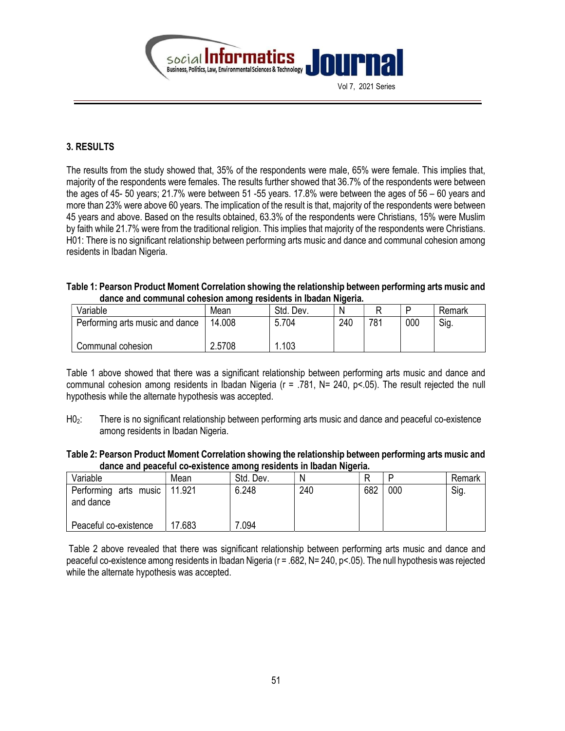## 3. RESULTS

The results from the study showed that, 35% of the respondents were male, 65% were female. This implies that, majority of the respondents were females. The results further showed that 36.7% of the respondents were between the ages of 45- 50 years; 21.7% were between 51 -55 years. 17.8% were between the ages of 56 – 60 years and more than 23% were above 60 years. The implication of the result is that, majority of the respondents were between 45 years and above. Based on the results obtained, 63.3% of the respondents were Christians, 15% were Muslim by faith while 21.7% were from the traditional religion. This implies that majority of the respondents were Christians. H01: There is no significant relationship between performing arts music and dance and communal cohesion among residents in Ibadan Nigeria.

**Table 1: Pearson Product Moment Correlation showing the relationship between performing arts music and dance and communal cohesion among residents in Ibadan Nigeria.**

| Variable | Mean | Std. Dev. | N | R | P | Remark |
|---|---|---|---|---|---|---|
| Performing arts music and dance | 14.008 | 5.704 | 240 | 781 | 000 | Sig. |
| Communal cohesion | 2.5708 | 1.103 | | | | |

Table 1 above showed that there was a significant relationship between performing arts music and dance and communal cohesion among residents in Ibadan Nigeria ($r = .781$, $N= 240$, $p<.05$). The result rejected the null hypothesis while the alternate hypothesis was accepted.

$H0_2$: There is no significant relationship between performing arts music and dance and peaceful co-existence among residents in Ibadan Nigeria.

**Table 2: Pearson Product Moment Correlation showing the relationship between performing arts music and dance and peaceful co-existence among residents in Ibadan Nigeria.**

| Variable | Mean | Std. Dev. | N | R | P | Remark |
|---|---|---|---|---|---|---|
| Performing arts music and dance | 11.921 | 6.248 | 240 | 682 | 000 | Sig. |
| Peaceful co-existence | 17.683 | 7.094 | | | | |

Table 2 above revealed that there was significant relationship between performing arts music and dance and peaceful co-existence among residents in Ibadan Nigeria ($r = .682$, $N= 240$, $p<.05$). The null hypothesis was rejected while the alternate hypothesis was accepted.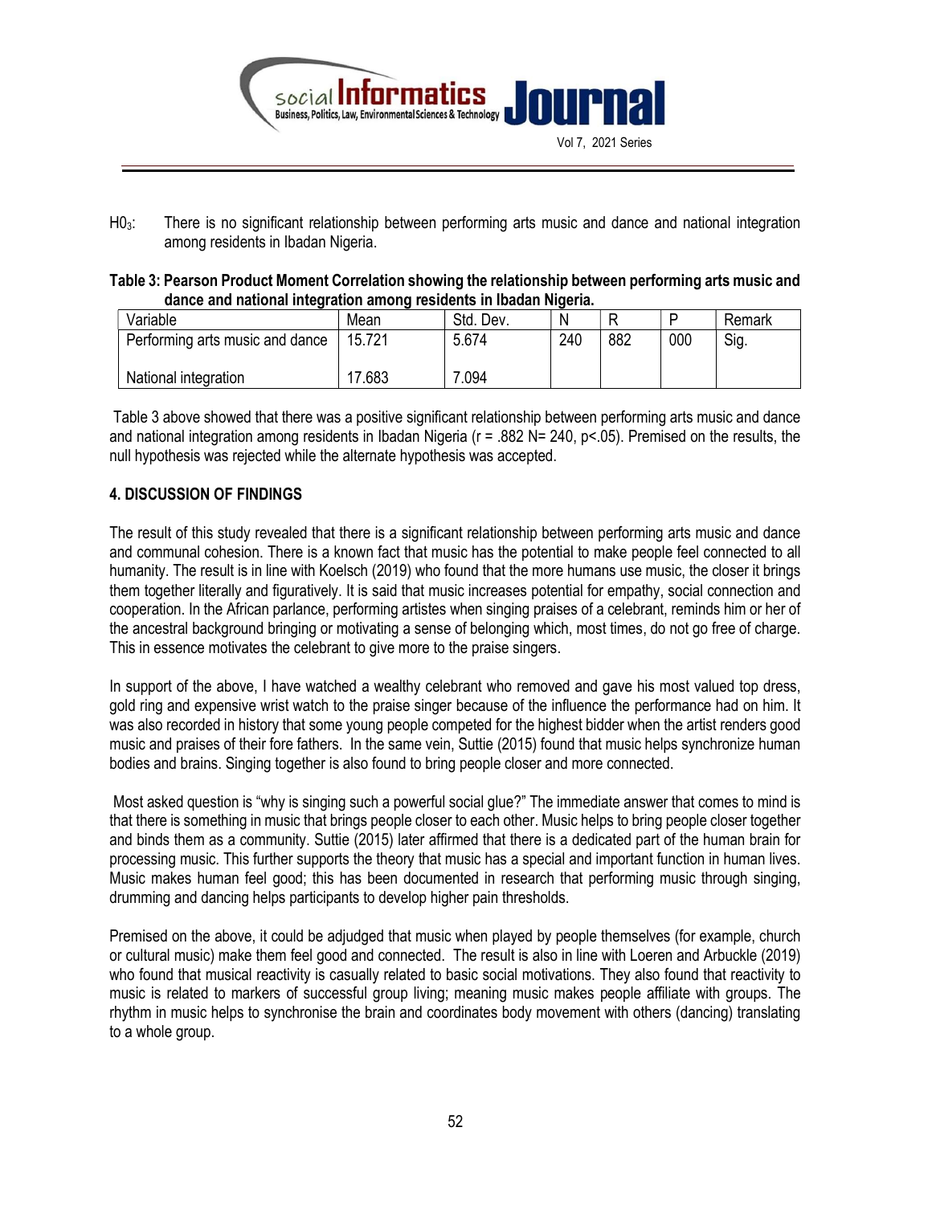$H0_3$: There is no significant relationship between performing arts music and dance and national integration among residents in Ibadan Nigeria.

**Table 3: Pearson Product Moment Correlation showing the relationship between performing arts music and dance and national integration among residents in Ibadan Nigeria.**

| Variable | Mean | Std. Dev. | N | R | P | Remark |
|---|---|---|---|---|---|---|
| Performing arts music and dance | 15.721 | 5.674 | 240 | 882 | 000 | Sig. |
| National integration | 17.683 | 7.094 | | | | |

Table 3 above showed that there was a positive significant relationship between performing arts music and dance and national integration among residents in Ibadan Nigeria ($r = .882$ N= 240, $p<.05$). Premised on the results, the null hypothesis was rejected while the alternate hypothesis was accepted.

## 4. DISCUSSION OF FINDINGS

The result of this study revealed that there is a significant relationship between performing arts music and dance and communal cohesion. There is a known fact that music has the potential to make people feel connected to all humanity. The result is in line with Koelsch (2019) who found that the more humans use music, the closer it brings them together literally and figuratively. It is said that music increases potential for empathy, social connection and cooperation. In the African parlance, performing artistes when singing praises of a celebrant, reminds him or her of the ancestral background bringing or motivating a sense of belonging which, most times, do not go free of charge. This in essence motivates the celebrant to give more to the praise singers.

In support of the above, I have watched a wealthy celebrant who removed and gave his most valued top dress, gold ring and expensive wrist watch to the praise singer because of the influence the performance had on him. It was also recorded in history that some young people competed for the highest bidder when the artist renders good music and praises of their fore fathers. In the same vein, Suttie (2015) found that music helps synchronize human bodies and brains. Singing together is also found to bring people closer and more connected.

Most asked question is "why is singing such a powerful social glue?" The immediate answer that comes to mind is that there is something in music that brings people closer to each other. Music helps to bring people closer together and binds them as a community. Suttie (2015) later affirmed that there is a dedicated part of the human brain for processing music. This further supports the theory that music has a special and important function in human lives. Music makes human feel good; this has been documented in research that performing music through singing, drumming and dancing helps participants to develop higher pain thresholds.

Premised on the above, it could be adjudged that music when played by people themselves (for example, church or cultural music) make them feel good and connected. The result is also in line with Loeren and Arbuckle (2019) who found that musical reactivity is casually related to basic social motivations. They also found that reactivity to music is related to markers of successful group living; meaning music makes people affiliate with groups. The rhythm in music helps to synchronise the brain and coordinates body movement with others (dancing) translating to a whole group.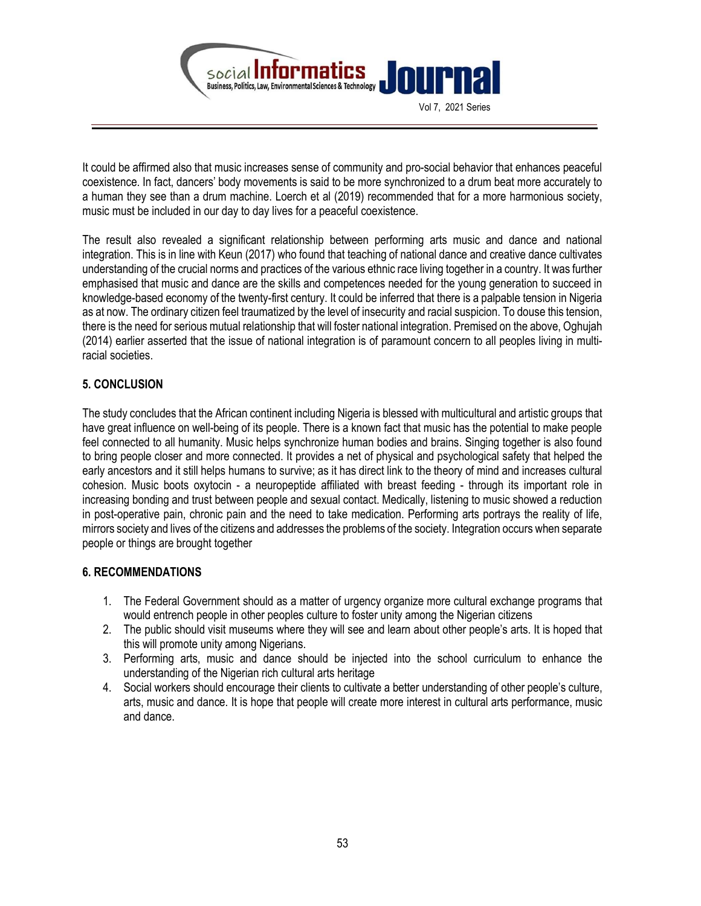It could be affirmed also that music increases sense of community and pro-social behavior that enhances peaceful coexistence. In fact, dancers' body movements is said to be more synchronized to a drum beat more accurately to a human they see than a drum machine. Loerch et al (2019) recommended that for a more harmonious society, music must be included in our day to day lives for a peaceful coexistence.

The result also revealed a significant relationship between performing arts music and dance and national integration. This is in line with Keun (2017) who found that teaching of national dance and creative dance cultivates understanding of the crucial norms and practices of the various ethnic race living together in a country. It was further emphasised that music and dance are the skills and competences needed for the young generation to succeed in knowledge-based economy of the twenty-first century. It could be inferred that there is a palpable tension in Nigeria as at now. The ordinary citizen feel traumatized by the level of insecurity and racial suspicion. To douse this tension, there is the need for serious mutual relationship that will foster national integration. Premised on the above, Oghujah (2014) earlier asserted that the issue of national integration is of paramount concern to all peoples living in multi-racial societies.

## 5. CONCLUSION

The study concludes that the African continent including Nigeria is blessed with multicultural and artistic groups that have great influence on well-being of its people. There is a known fact that music has the potential to make people feel connected to all humanity. Music helps synchronize human bodies and brains. Singing together is also found to bring people closer and more connected. It provides a net of physical and psychological safety that helped the early ancestors and it still helps humans to survive; as it has direct link to the theory of mind and increases cultural cohesion. Music boots oxytocin - a neuropeptide affiliated with breast feeding - through its important role in increasing bonding and trust between people and sexual contact. Medically, listening to music showed a reduction in post-operative pain, chronic pain and the need to take medication. Performing arts portrays the reality of life, mirrors society and lives of the citizens and addresses the problems of the society. Integration occurs when separate people or things are brought together

## 6. RECOMMENDATIONS

1. The Federal Government should as a matter of urgency organize more cultural exchange programs that would entrench people in other peoples culture to foster unity among the Nigerian citizens
2. The public should visit museums where they will see and learn about other people's arts. It is hoped that this will promote unity among Nigerians.
3. Performing arts, music and dance should be injected into the school curriculum to enhance the understanding of the Nigerian rich cultural arts heritage
4. Social workers should encourage their clients to cultivate a better understanding of other people's culture, arts, music and dance. It is hope that people will create more interest in cultural arts performance, music and dance.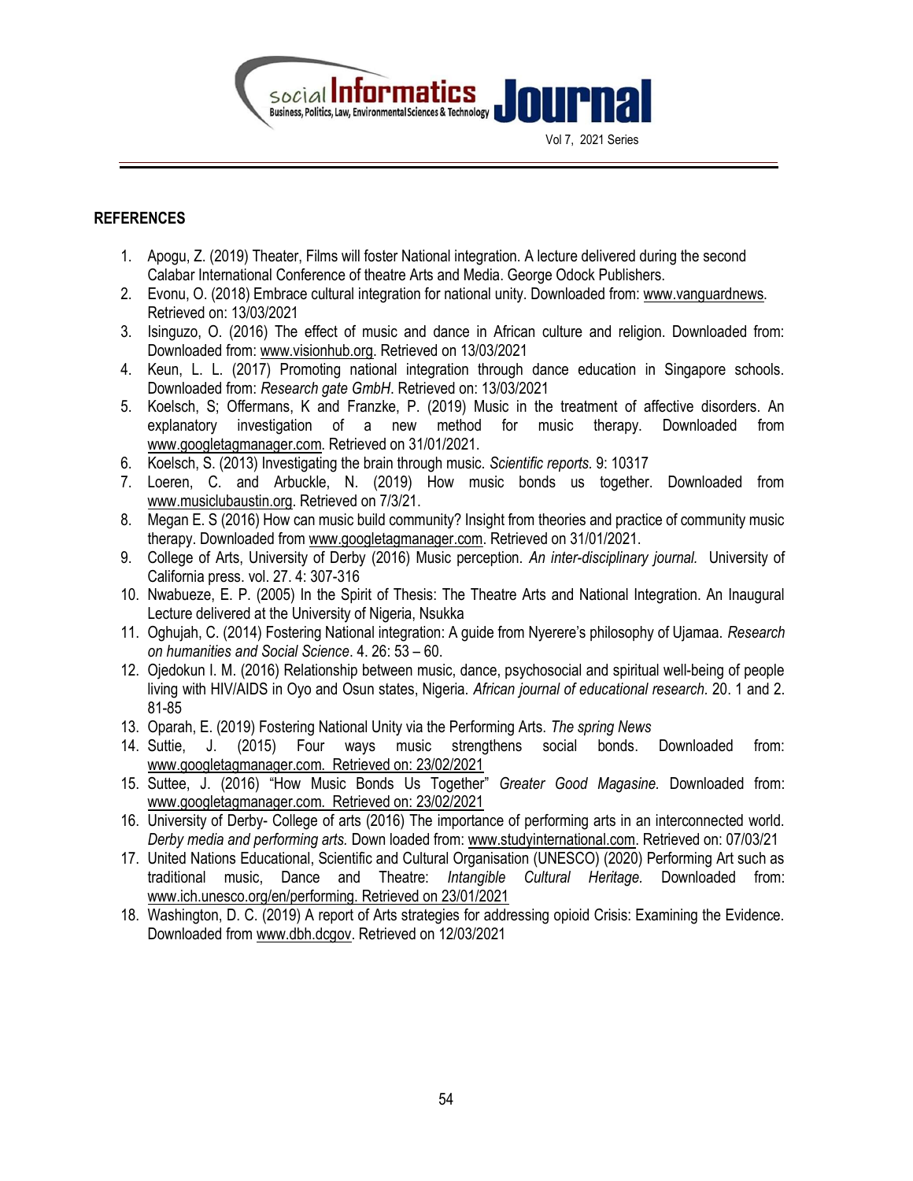**REFERENCES**

1. Apogu, Z. (2019) Theater, Films will foster National integration. A lecture delivered during the second Calabar International Conference of theatre Arts and Media. George Odock Publishers.
2. Evonu, O. (2018) Embrace cultural integration for national unity. Downloaded from: www.vanguardnews. Retrieved on: 13/03/2021
3. Isinguzo, O. (2016) The effect of music and dance in African culture and religion. Downloaded from: Downloaded from: www.visionhub.org. Retrieved on 13/03/2021
4. Keun, L. L. (2017) Promoting national integration through dance education in Singapore schools. Downloaded from: *Research gate GmbH*. Retrieved on: 13/03/2021
5. Koelsch, S; Offermans, K and Franzke, P. (2019) Music in the treatment of affective disorders. An explanatory investigation of a new method for music therapy. Downloaded from www.googletagmanager.com. Retrieved on 31/01/2021.
6. Koelsch, S. (2013) Investigating the brain through music. *Scientific reports*. 9: 10317
7. Loeren, C. and Arbuckle, N. (2019) How music bonds us together. Downloaded from www.musiclubaustin.org. Retrieved on 7/3/21.
8. Megan E. S (2016) How can music build community? Insight from theories and practice of community music therapy. Downloaded from www.googletagmanager.com. Retrieved on 31/01/2021.
9. College of Arts, University of Derby (2016) Music perception. *An inter-disciplinary journal.* University of California press. vol. 27. 4: 307-316
10. Nwabueze, E. P. (2005) In the Spirit of Thesis: The Theatre Arts and National Integration. An Inaugural Lecture delivered at the University of Nigeria, Nsukka
11. Oghujah, C. (2014) Fostering National integration: A guide from Nyerere's philosophy of Ujamaa. *Research on humanities and Social Science*. 4. 26: 53 – 60.
12. Ojedokun I. M. (2016) Relationship between music, dance, psychosocial and spiritual well-being of people living with HIV/AIDS in Oyo and Osun states, Nigeria. *African journal of educational research*. 20. 1 and 2. 81-85
13. Oparah, E. (2019) Fostering National Unity via the Performing Arts. *The spring News*
14. Suttie, J. (2015) Four ways music strengthens social bonds. Downloaded from: www.googletagmanager.com. Retrieved on: 23/02/2021
15. Suttee, J. (2016) "How Music Bonds Us Together" *Greater Good Magasine.* Downloaded from: www.googletagmanager.com. Retrieved on: 23/02/2021
16. University of Derby- College of arts (2016) The importance of performing arts in an interconnected world. *Derby media and performing arts.* Down loaded from: www.studyinternational.com. Retrieved on: 07/03/21
17. United Nations Educational, Scientific and Cultural Organisation (UNESCO) (2020) Performing Art such as traditional music, Dance and Theatre: *Intangible Cultural Heritage.* Downloaded from: www.ich.unesco.org/en/performing. Retrieved on 23/01/2021
18. Washington, D. C. (2019) A report of Arts strategies for addressing opioid Crisis: Examining the Evidence. Downloaded from www.dbh.dcgov. Retrieved on 12/03/2021